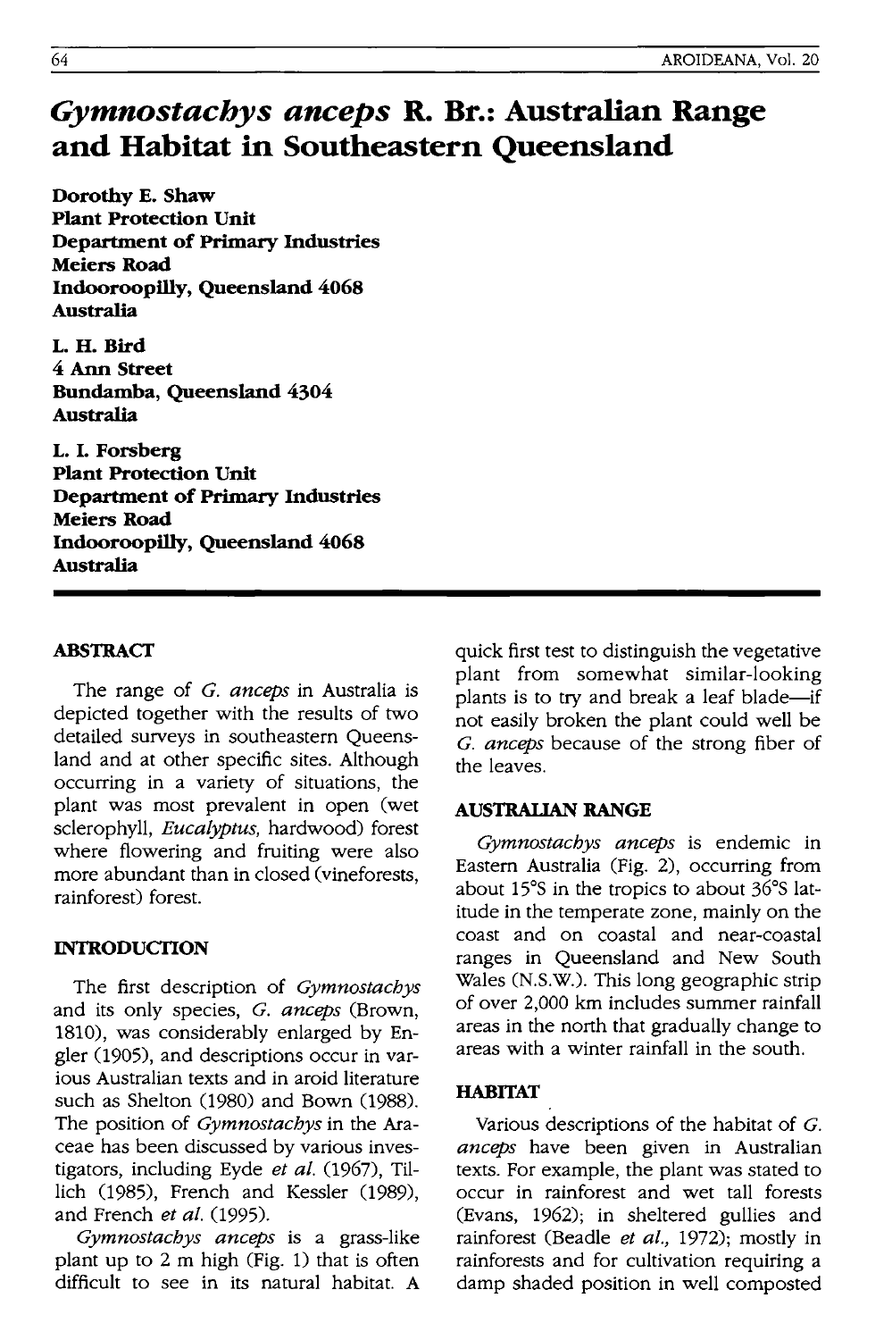# *Gymnostachys anceps* R. Br.: Australian Range and Habitat in Southeastern Queensland

**Dorothy E. Shaw**
**Plant Protection Unit**
**Department of Primary Industries**
**Meiers Road**
**Indooroopilly, Queensland 4068**
**Australia**

**L. H. Bird**
**4 Ann Street**
**Bundamba, Queensland 4304**
**Australia**

**L. I. Forsberg**
**Plant Protection Unit**
**Department of Primary Industries**
**Meiers Road**
**Indooroopilly, Queensland 4068**
**Australia**

## ABSTRACT

The range of *G. anceps* in Australia is depicted together with the results of two detailed surveys in southeastern Queensland and at other specific sites. Although occurring in a variety of situations, the plant was most prevalent in open (wet sclerophyll, *Eucalyptus*, hardwood) forest where flowering and fruiting were also more abundant than in closed (vineforests, rainforest) forest.

## INTRODUCTION

The first description of *Gymnostachys* and its only species, *G. anceps* (Brown, 1810), was considerably enlarged by Engler (1905), and descriptions occur in various Australian texts and in aroid literature such as Shelton (1980) and Bown (1988). The position of *Gymnostachys* in the Araceae has been discussed by various investigators, including Eyde *et al.* (1967), Tillich (1985), French and Kessler (1989), and French *et al.* (1995).

*Gymnostachys anceps* is a grass-like plant up to 2 m high (Fig. 1) that is often difficult to see in its natural habitat. A quick first test to distinguish the vegetative plant from somewhat similar-looking plants is to try and break a leaf blade—if not easily broken the plant could well be *G. anceps* because of the strong fiber of the leaves.

## AUSTRALIAN RANGE

*Gymnostachys anceps* is endemic in Eastern Australia (Fig. 2), occurring from about 15°S in the tropics to about 36°S latitude in the temperate zone, mainly on the coast and on coastal and near-coastal ranges in Queensland and New South Wales (N.S.W.). This long geographic strip of over 2,000 km includes summer rainfall areas in the north that gradually change to areas with a winter rainfall in the south.

## HABITAT

Various descriptions of the habitat of *G. anceps* have been given in Australian texts. For example, the plant was stated to occur in rainforest and wet tall forests (Evans, 1962); in sheltered gullies and rainforest (Beadle *et al.*, 1972); mostly in rainforests and for cultivation requiring a damp shaded position in well composted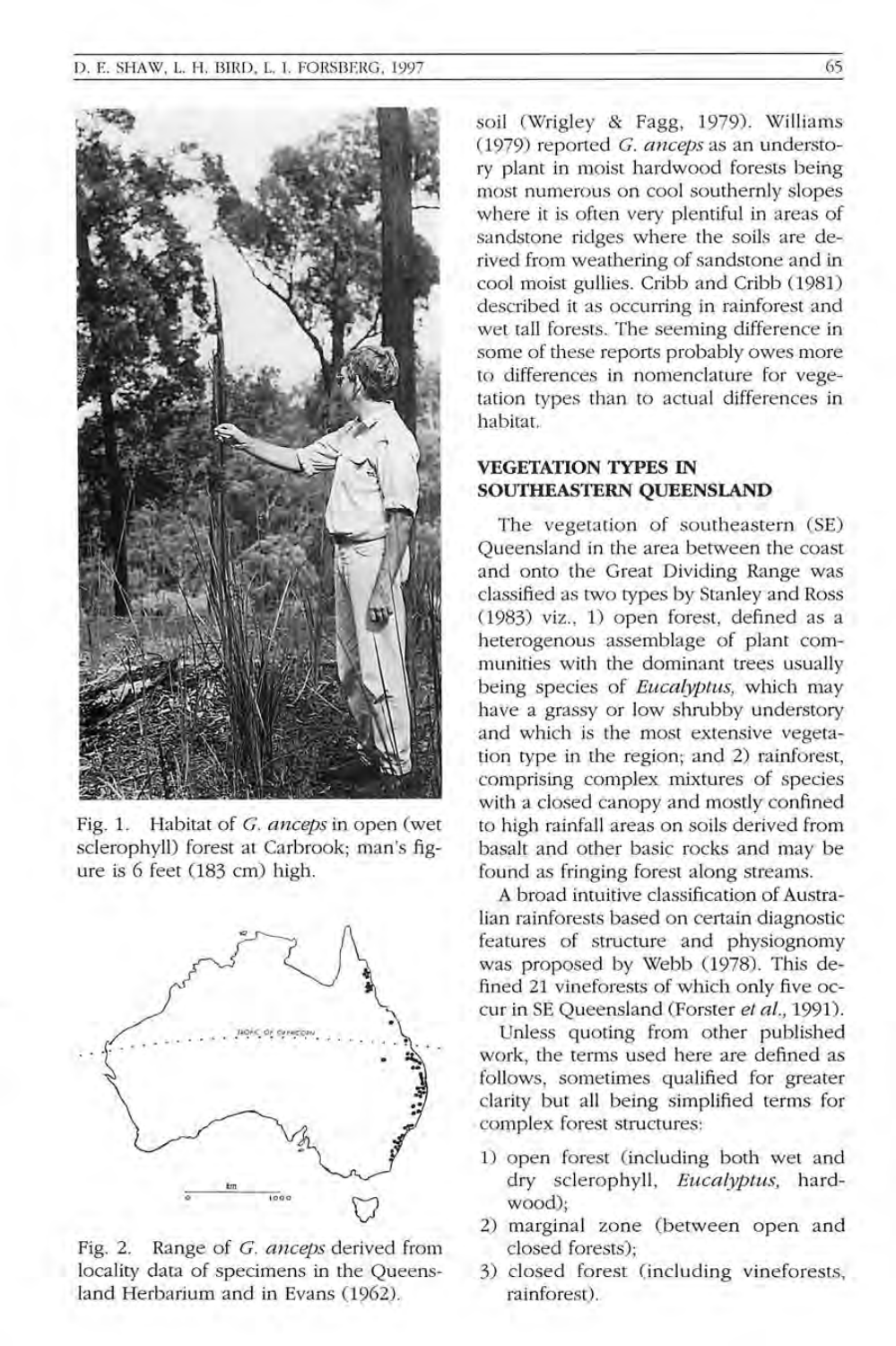Fig. 1. Habitat of *G. anceps* in open (wet sclerophyll) forest at Carbrook; man's figure is 6 feet (183 cm) high.

Fig. 2. Range of *G. anceps* derived from locality data of specimens in the Queensland Herbarium and in Evans (1962).

soil (Wrigley & Fagg, 1979). Williams (1979) reported *G. anceps* as an understory plant in moist hardwood forests being most numerous on cool southernly slopes where it is often very plentiful in areas of sandstone ridges where the soils are derived from weathering of sandstone and in cool moist gullies. Cribb and Cribb (1981) described it as occurring in rainforest and wet tall forests. The seeming difference in some of these reports probably owes more to differences in nomenclature for vegetation types than to actual differences in habitat.

## VEGETATION TYPES IN SOUTHEASTERN QUEENSLAND

The vegetation of southeastern (SE) Queensland in the area between the coast and onto the Great Dividing Range was classified as two types by Stanley and Ross (1983) viz., 1) open forest, defined as a heterogenous assemblage of plant communities with the dominant trees usually being species of *Eucalyptus*, which may have a grassy or low shrubby understory and which is the most extensive vegetation type in the region; and 2) rainforest, comprising complex mixtures of species with a closed canopy and mostly confined to high rainfall areas on soils derived from basalt and other basic rocks and may be found as fringing forest along streams.

A broad intuitive classification of Australian rainforests based on certain diagnostic features of structure and physiognomy was proposed by Webb (1978). This defined 21 vineforests of which only five occur in SE Queensland (Forster *et al.*, 1991).

Unless quoting from other published work, the terms used here are defined as follows, sometimes qualified for greater clarity but all being simplified terms for complex forest structures:

1) open forest (including both wet and dry sclerophyll, *Eucalyptus*, hardwood);
2) marginal zone (between open and closed forests);
3) closed forest (including vineforests, rainforest).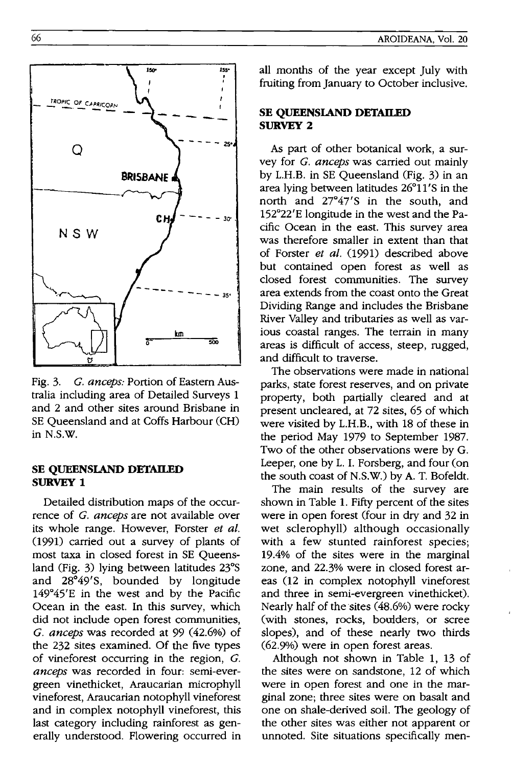Q

BRISBANE

NSW

CH

TROPIC OF CAPRICORN

150°

155°

25°

30°

35°

km

0

500

Fig. 3. *G. anceps:* Portion of Eastern Australia including area of Detailed Surveys 1 and 2 and other sites around Brisbane in SE Queensland and at Coffs Harbour (CH) in N.S.W.

## SE QUEENSLAND DETAILED SURVEY 1

Detailed distribution maps of the occurrence of *G. anceps* are not available over its whole range. However, Forster *et al.* (1991) carried out a survey of plants of most taxa in closed forest in SE Queensland (Fig. 3) lying between latitudes 23°S and 28°49'S, bounded by longitude 149°45'E in the west and by the Pacific Ocean in the east. In this survey, which did not include open forest communities, *G. anceps* was recorded at 99 (42.6%) of the 232 sites examined. Of the five types of vineforest occurring in the region, *G. anceps* was recorded in four: semi-evergreen vinethicket, Araucarian microphyll vineforest, Araucarian notophyll vineforest and in complex notophyll vineforest, this last category including rainforest as generally understood. Flowering occurred in all months of the year except July with fruiting from January to October inclusive.

## SE QUEENSLAND DETAILED SURVEY 2

As part of other botanical work, a survey for *G. anceps* was carried out mainly by L.H.B. in SE Queensland (Fig. 3) in an area lying between latitudes 26°11'S in the north and 27°47'S in the south, and 152°22'E longitude in the west and the Pacific Ocean in the east. This survey area was therefore smaller in extent than that of Forster *et al.* (1991) described above but contained open forest as well as closed forest communities. The survey area extends from the coast onto the Great Dividing Range and includes the Brisbane River Valley and tributaries as well as various coastal ranges. The terrain in many areas is difficult of access, steep, rugged, and difficult to traverse.

The observations were made in national parks, state forest reserves, and on private property, both partially cleared and at present uncleared, at 72 sites, 65 of which were visited by L.H.B., with 18 of these in the period May 1979 to September 1987. Two of the other observations were by G. Leeper, one by L. I. Forsberg, and four (on the south coast of N.S.W.) by A. T. Bofeldt.

The main results of the survey are shown in Table 1. Fifty percent of the sites were in open forest (four in dry and 32 in wet sclerophyll) although occasionally with a few stunted rainforest species; 19.4% of the sites were in the marginal zone, and 22.3% were in closed forest areas (12 in complex notophyll vineforest and three in semi-evergreen vinethicket). Nearly half of the sites (48.6%) were rocky (with stones, rocks, boulders, or scree slopes), and of these nearly two thirds (62.9%) were in open forest areas.

Although not shown in Table 1, 13 of the sites were on sandstone, 12 of which were in open forest and one in the marginal zone; three sites were on basalt and one on shale-derived soil. The geology of the other sites was either not apparent or unnoted. Site situations specifically men-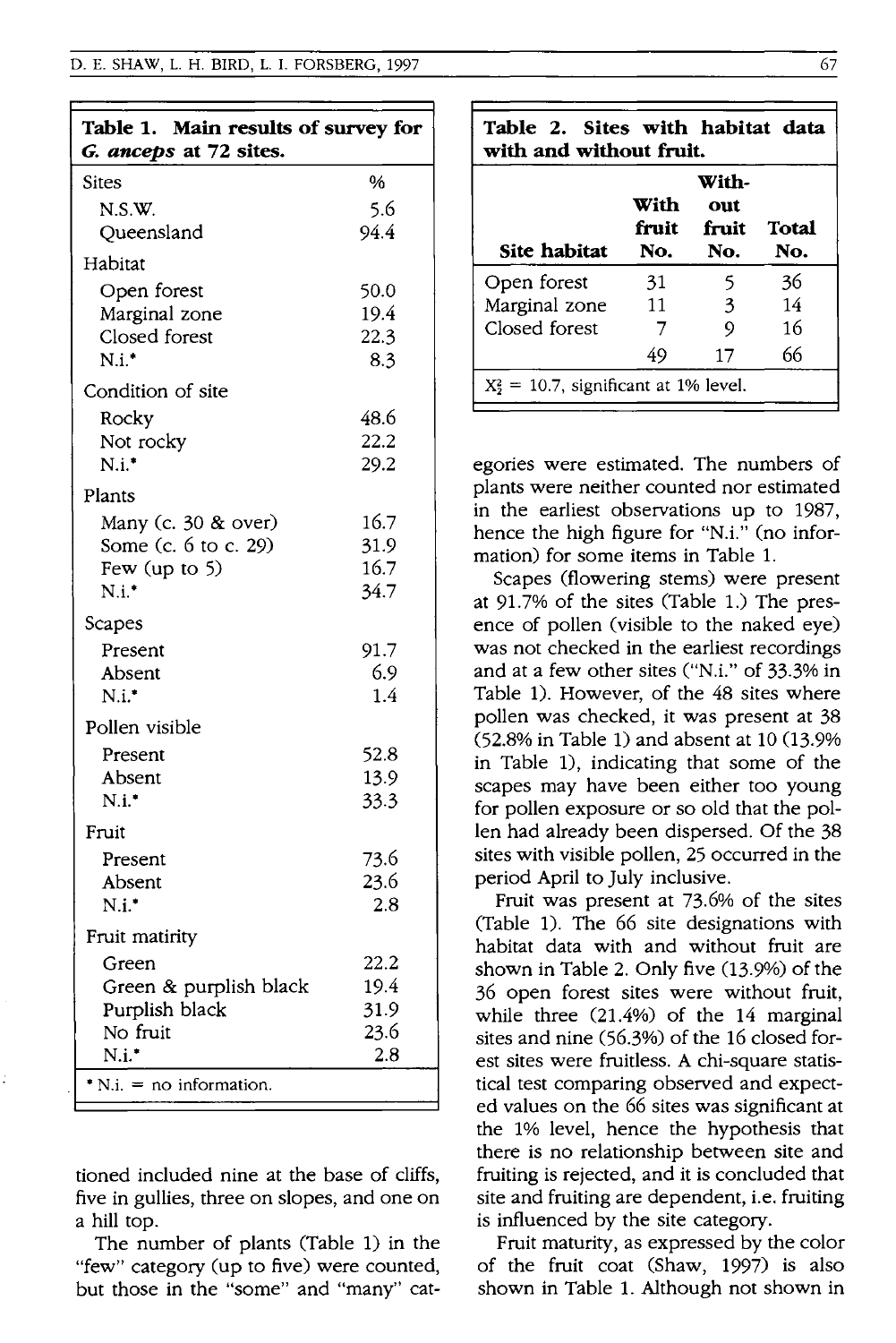**Table 1. Main results of survey for *G. anceps* at 72 sites.**

| | % |
|---|---|
| Sites | |
| N.S.W. | 5.6 |
| Queensland | 94.4 |
| Habitat | |
| Open forest | 50.0 |
| Marginal zone | 19.4 |
| Closed forest | 22.3 |
| N.i.* | 8.3 |
| Condition of site | |
| Rocky | 48.6 |
| Not rocky | 22.2 |
| N.i.* | 29.2 |
| Plants | |
| Many (c. 30 & over) | 16.7 |
| Some (c. 6 to c. 29) | 31.9 |
| Few (up to 5) | 16.7 |
| N.i.* | 34.7 |
| Scapes | |
| Present | 91.7 |
| Absent | 6.9 |
| N.i.* | 1.4 |
| Pollen visible | |
| Present | 52.8 |
| Absent | 13.9 |
| N.i.* | 33.3 |
| Fruit | |
| Present | 73.6 |
| Absent | 23.6 |
| N.i.* | 2.8 |
| Fruit matirity | |
| Green | 22.2 |
| Green & purplish black | 19.4 |
| Purplish black | 31.9 |
| No fruit | 23.6 |
| N.i.* | 2.8 |

* N.i. = no information.

tioned included nine at the base of cliffs, five in gullies, three on slopes, and one on a hill top.

The number of plants (Table 1) in the "few" category (up to five) were counted, but those in the "some" and "many" categories were estimated. The numbers of plants were neither counted nor estimated in the earliest observations up to 1987, hence the high figure for "N.i." (no information) for some items in Table 1.

**Table 2. Sites with habitat data with and without fruit.**

| Site habitat | With fruit No. | Without fruit No. | Total No. |
|---|---|---|---|
| Open forest | 31 | 5 | 36 |
| Marginal zone | 11 | 3 | 14 |
| Closed forest | 7 | 9 | 16 |
| | 49 | 17 | 66 |

$X_2^2$ = 10.7, significant at 1% level.

Scapes (flowering stems) were present at 91.7% of the sites (Table 1.) The presence of pollen (visible to the naked eye) was not checked in the earliest recordings and at a few other sites ("N.i." of 33.3% in Table 1). However, of the 48 sites where pollen was checked, it was present at 38 (52.8% in Table 1) and absent at 10 (13.9% in Table 1), indicating that some of the scapes may have been either too young for pollen exposure or so old that the pollen had already been dispersed. Of the 38 sites with visible pollen, 25 occurred in the period April to July inclusive.

Fruit was present at 73.6% of the sites (Table 1). The 66 site designations with habitat data with and without fruit are shown in Table 2. Only five (13.9%) of the 36 open forest sites were without fruit, while three (21.4%) of the 14 marginal sites and nine (56.3%) of the 16 closed forest sites were fruitless. A chi-square statistical test comparing observed and expected values on the 66 sites was significant at the 1% level, hence the hypothesis that there is no relationship between site and fruiting is rejected, and it is concluded that site and fruiting are dependent, i.e. fruiting is influenced by the site category.

Fruit maturity, as expressed by the color of the fruit coat (Shaw, 1997) is also shown in Table 1. Although not shown in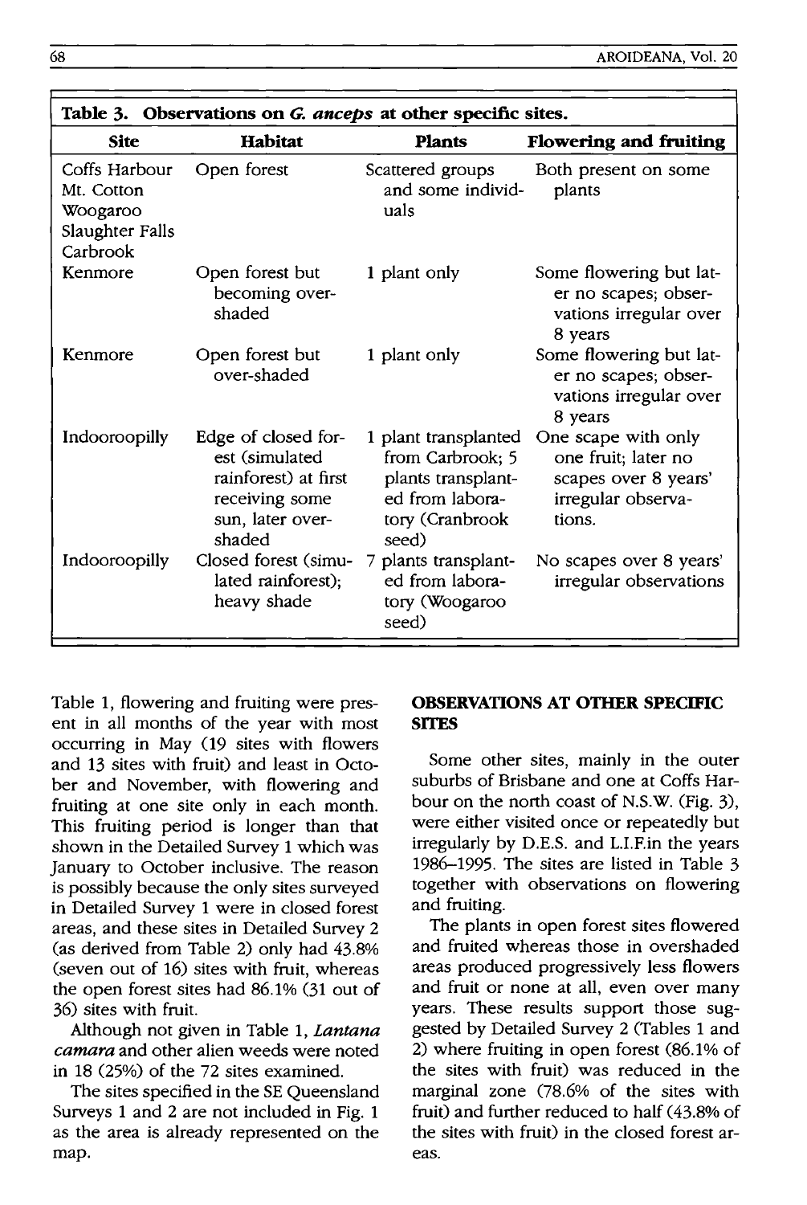**Table 3. Observations on *G. anceps* at other specific sites.**

| Site | Habitat | Plants | Flowering and fruiting |
|---|---|---|---|
| Coffs Harbour Mt. Cotton Woogaroo Slaughter Falls Carbrook | Open forest | Scattered groups and some individuals | Both present on some plants |
| Kenmore | Open forest but becoming overshaded | 1 plant only | Some flowering but later no scapes; observations irregular over 8 years |
| Kenmore | Open forest but over-shaded | 1 plant only | Some flowering but later no scapes; observations irregular over 8 years |
| Indooroopilly | Edge of closed forest (simulated rainforest) at first receiving some sun, later overshaded | 1 plant transplanted from Carbrook; 5 plants transplanted from laboratory (Cranbrook seed) | One scape with only one fruit; later no scapes over 8 years' irregular observations. |
| Indooroopilly | Closed forest (simulated rainforest); heavy shade | 7 plants transplanted from laboratory (Woogaroo seed) | No scapes over 8 years' irregular observations |

Table 1, flowering and fruiting were present in all months of the year with most occurring in May (19 sites with flowers and 13 sites with fruit) and least in October and November, with flowering and fruiting at one site only in each month. This fruiting period is longer than that shown in the Detailed Survey 1 which was January to October inclusive. The reason is possibly because the only sites surveyed in Detailed Survey 1 were in closed forest areas, and these sites in Detailed Survey 2 (as derived from Table 2) only had 43.8% (seven out of 16) sites with fruit, whereas the open forest sites had 86.1% (31 out of 36) sites with fruit.

Although not given in Table 1, *Lantana camara* and other alien weeds were noted in 18 (25%) of the 72 sites examined.

The sites specified in the SE Queensland Surveys 1 and 2 are not included in Fig. 1 as the area is already represented on the map.

**OBSERVATIONS AT OTHER SPECIFIC SITES**

Some other sites, mainly in the outer suburbs of Brisbane and one at Coffs Harbour on the north coast of N.S.W. (Fig. 3), were either visited once or repeatedly but irregularly by D.E.S. and L.I.F.in the years 1986–1995. The sites are listed in Table 3 together with observations on flowering and fruiting.

The plants in open forest sites flowered and fruited whereas those in overshaded areas produced progressively less flowers and fruit or none at all, even over many years. These results support those suggested by Detailed Survey 2 (Tables 1 and 2) where fruiting in open forest (86.1% of the sites with fruit) was reduced in the marginal zone (78.6% of the sites with fruit) and further reduced to half (43.8% of the sites with fruit) in the closed forest areas.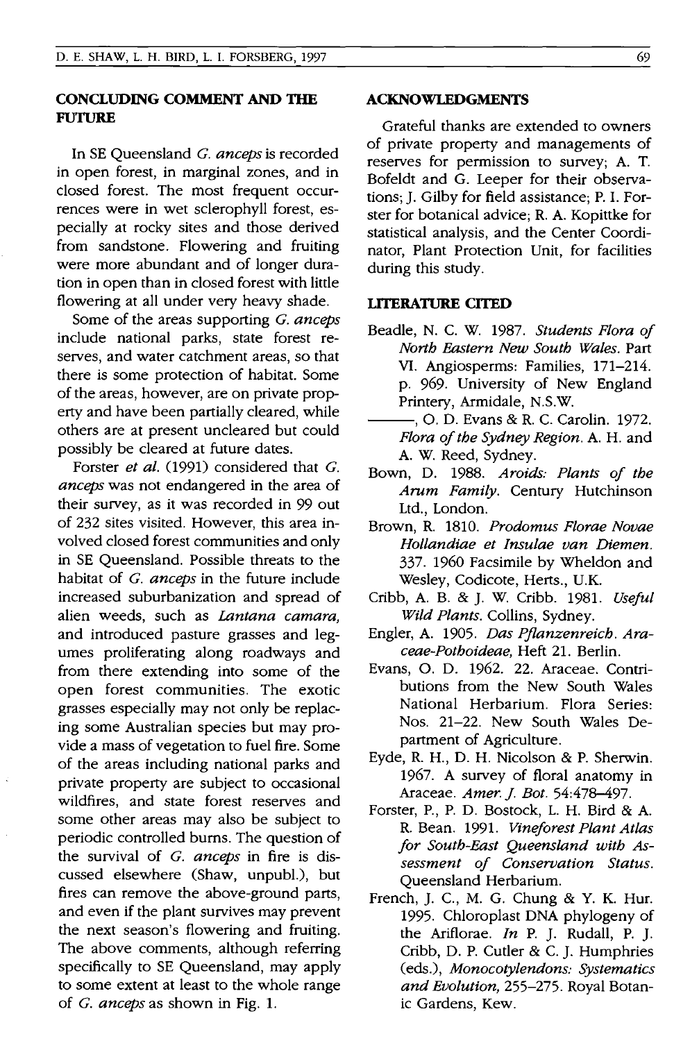## CONCLUDING COMMENT AND THE FUTURE

In SE Queensland *G. anceps* is recorded in open forest, in marginal zones, and in closed forest. The most frequent occurrences were in wet sclerophyll forest, especially at rocky sites and those derived from sandstone. Flowering and fruiting were more abundant and of longer duration in open than in closed forest with little flowering at all under very heavy shade.

Some of the areas supporting *G. anceps* include national parks, state forest reserves, and water catchment areas, so that there is some protection of habitat. Some of the areas, however, are on private property and have been partially cleared, while others are at present uncleared but could possibly be cleared at future dates.

Forster *et al.* (1991) considered that *G. anceps* was not endangered in the area of their survey, as it was recorded in 99 out of 232 sites visited. However, this area involved closed forest communities and only in SE Queensland. Possible threats to the habitat of *G. anceps* in the future include increased suburbanization and spread of alien weeds, such as *Lantana camara,* and introduced pasture grasses and legumes proliferating along roadways and from there extending into some of the open forest communities. The exotic grasses especially may not only be replacing some Australian species but may provide a mass of vegetation to fuel fire. Some of the areas including national parks and private property are subject to occasional wildfires, and state forest reserves and some other areas may also be subject to periodic controlled burns. The question of the survival of *G. anceps* in fire is discussed elsewhere (Shaw, unpubl.), but fires can remove the above-ground parts, and even if the plant survives may prevent the next season's flowering and fruiting. The above comments, although referring specifically to SE Queensland, may apply to some extent at least to the whole range of *G. anceps* as shown in Fig. 1.

## ACKNOWLEDGMENTS

Grateful thanks are extended to owners of private property and managements of reserves for permission to survey; A. T. Bofeldt and G. Leeper for their observations; J. Gilby for field assistance; P. I. Forster for botanical advice; R. A. Kopittke for statistical analysis, and the Center Coordinator, Plant Protection Unit, for facilities during this study.

## LITERATURE CITED

Beadle, N. C. W. 1987. *Students Flora of North Eastern New South Wales.* Part VI. Angiosperms: Families, 171–214. p. 969. University of New England Printery, Armidale, N.S.W.

———, O. D. Evans & R. C. Carolin. 1972. *Flora of the Sydney Region.* A. H. and A. W. Reed, Sydney.

Bown, D. 1988. *Aroids: Plants of the Arum Family.* Century Hutchinson Ltd., London.

Brown, R. 1810. *Prodomus Florae Novae Hollandiae et Insulae van Diemen.* 337. 1960 Facsimile by Wheldon and Wesley, Codicote, Herts., U.K.

Cribb, A. B. & J. W. Cribb. 1981. *Useful Wild Plants.* Collins, Sydney.

Engler, A. 1905. *Das Pflanzenreich. Araceae-Pothoideae,* Heft 21. Berlin.

Evans, O. D. 1962. 22. Araceae. Contributions from the New South Wales National Herbarium. Flora Series: Nos. 21–22. New South Wales Department of Agriculture.

Eyde, R. H., D. H. Nicolson & P. Sherwin. 1967. A survey of floral anatomy in Araceae. *Amer. J. Bot.* 54:478–497.

Forster, P., P. D. Bostock, L. H. Bird & A. R. Bean. 1991. *Vineforest Plant Atlas for South-East Queensland with Assessment of Conservation Status.* Queensland Herbarium.

French, J. C., M. G. Chung & Y. K. Hur. 1995. Chloroplast DNA phylogeny of the Ariflorae. *In* P. J. Rudall, P. J. Cribb, D. P. Cutler & C. J. Humphries (eds.), *Monocotylendons: Systematics and Evolution,* 255–275. Royal Botanic Gardens, Kew.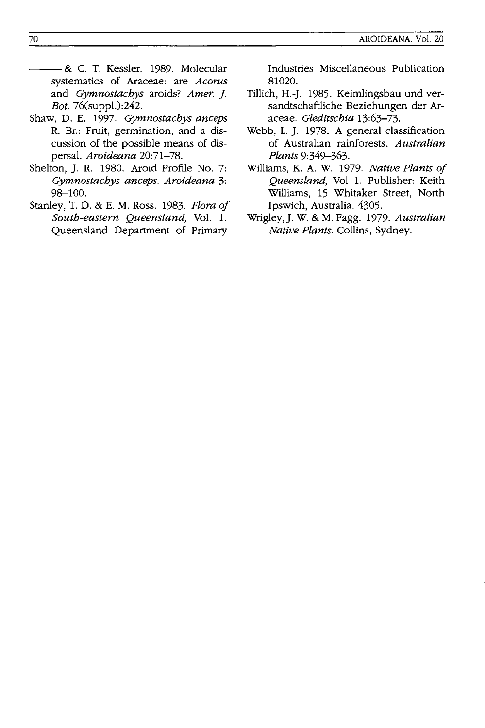——— & C. T. Kessler. 1989. Molecular systematics of Araceae: are *Acorus* and *Gymnostachys* aroids? *Amer. J. Bot.* 76(suppl.):242.

Shaw, D. E. 1997. *Gymnostachys anceps* R. Br.: Fruit, germination, and a discussion of the possible means of dispersal. *Aroideana* 20:71–78.

Shelton, J. R. 1980. Aroid Profile No. 7: *Gymnostachys anceps*. *Aroideana* 3: 98–100.

Stanley, T. D. & E. M. Ross. 1983. *Flora of South-eastern Queensland,* Vol. 1. Queensland Department of Primary Industries Miscellaneous Publication 81020.

Tillich, H.-J. 1985. Keimlingsbau und verwandtschaftliche Beziehungen der Araceae. *Gleditschia* 13:63–73.

Webb, L. J. 1978. A general classification of Australian rainforests. *Australian Plants* 9:349–363.

Williams, K. A. W. 1979. *Native Plants of Queensland,* Vol 1. Publisher: Keith Williams, 15 Whitaker Street, North Ipswich, Australia. 4305.

Wrigley, J. W. & M. Fagg. 1979. *Australian Native Plants*. Collins, Sydney.